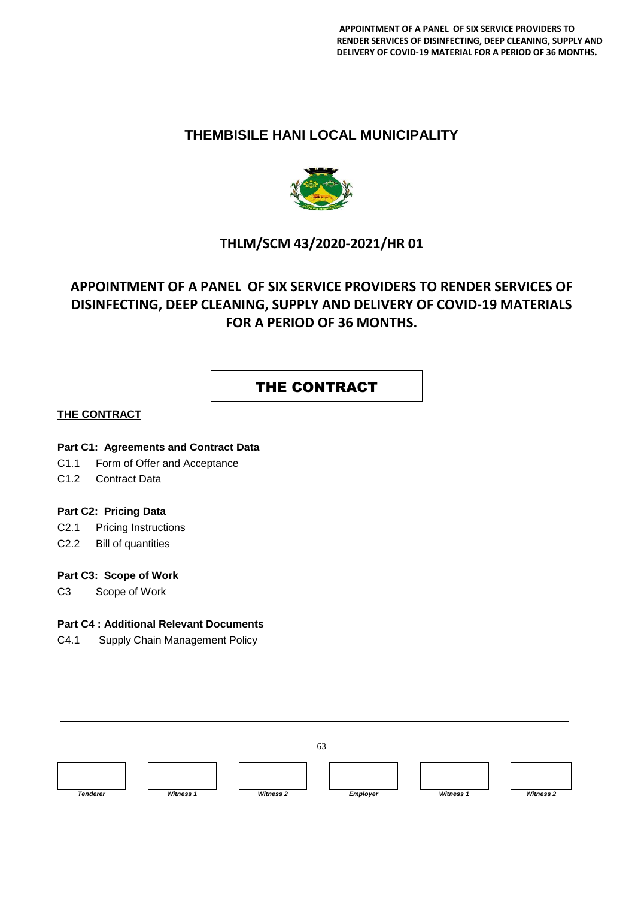# THEMBISILE HANI LOCAL MUNICIPALITY

## THLM/SCM 43/2020-2021/HR 01

## APPOINTMENT OF A PANEL OF SIX SERVICE PROVIDERS TO RENDER SERVICES OF DISINFECTING, DEEP CLEANING, SUPPLY AND DELIVERY OF COVID-19 MATERIALS FOR A PERIOD OF 36 MONTHS.

# THE CONTRACT

**THE CONTRACT**

**Part C1: Agreements and Contract Data**

C1.1 Form of Offer and Acceptance

C1.2 Contract Data

**Part C2: Pricing Data**

C2.1 Pricing Instructions

C2.2 Bill of quantities

**Part C3: Scope of Work**

C3 Scope of Work

**Part C4 : Additional Relevant Documents**

C4.1 Supply Chain Management Policy

| | | | | | |
|---|---|---|---|---|---|
| *Tenderer* | *Witness 1* | *Witness 2* | *Employer* | *Witness 1* | *Witness 2* |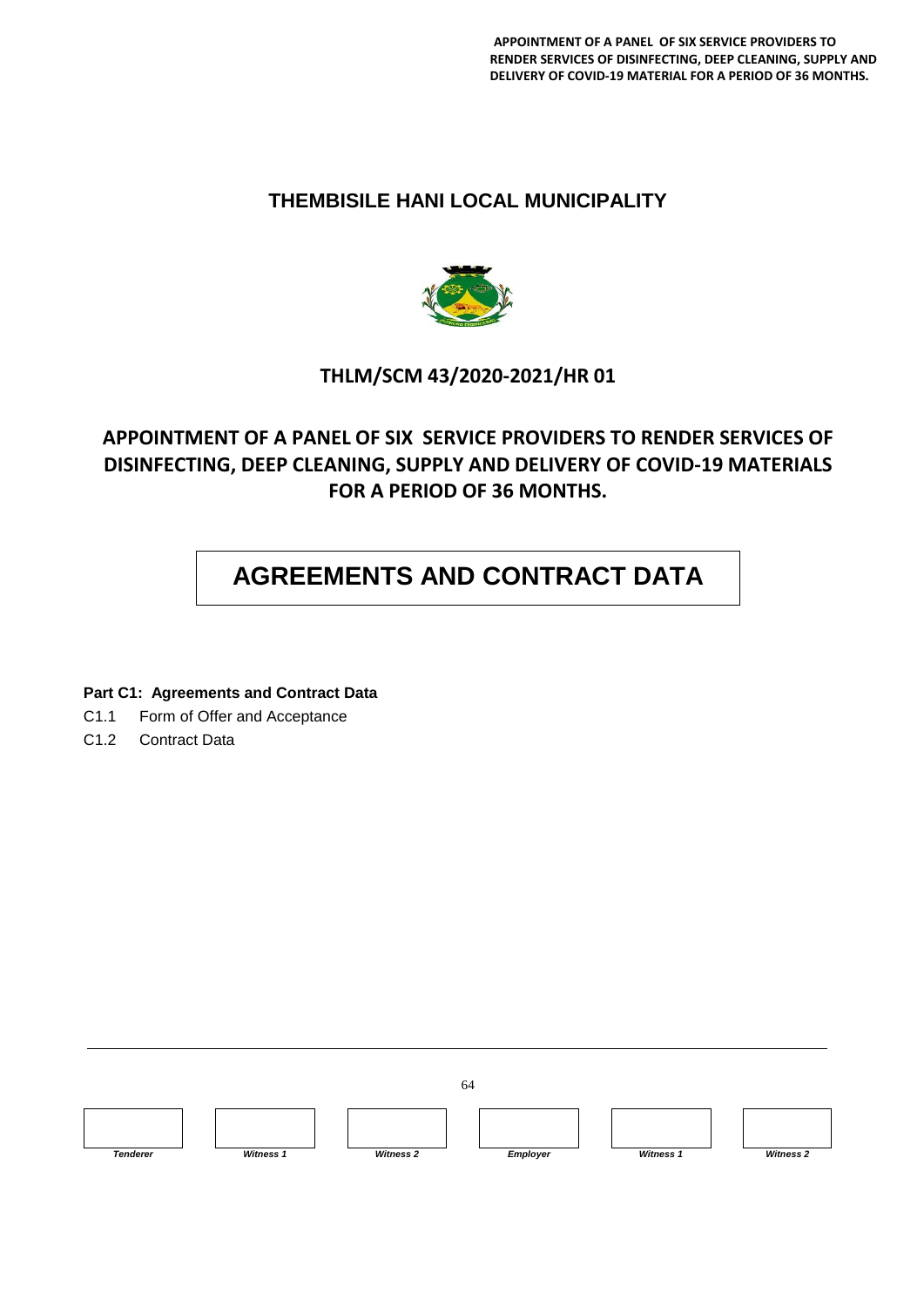# THEMBISILE HANI LOCAL MUNICIPALITY

## THLM/SCM 43/2020-2021/HR 01

## APPOINTMENT OF A PANEL OF SIX SERVICE PROVIDERS TO RENDER SERVICES OF DISINFECTING, DEEP CLEANING, SUPPLY AND DELIVERY OF COVID-19 MATERIALS FOR A PERIOD OF 36 MONTHS.

# AGREEMENTS AND CONTRACT DATA

**Part C1: Agreements and Contract Data**

C1.1 Form of Offer and Acceptance

C1.2 Contract Data

| | | | | | |
|---|---|---|---|---|---|
| *Tenderer* | *Witness 1* | *Witness 2* | *Employer* | *Witness 1* | *Witness 2* |